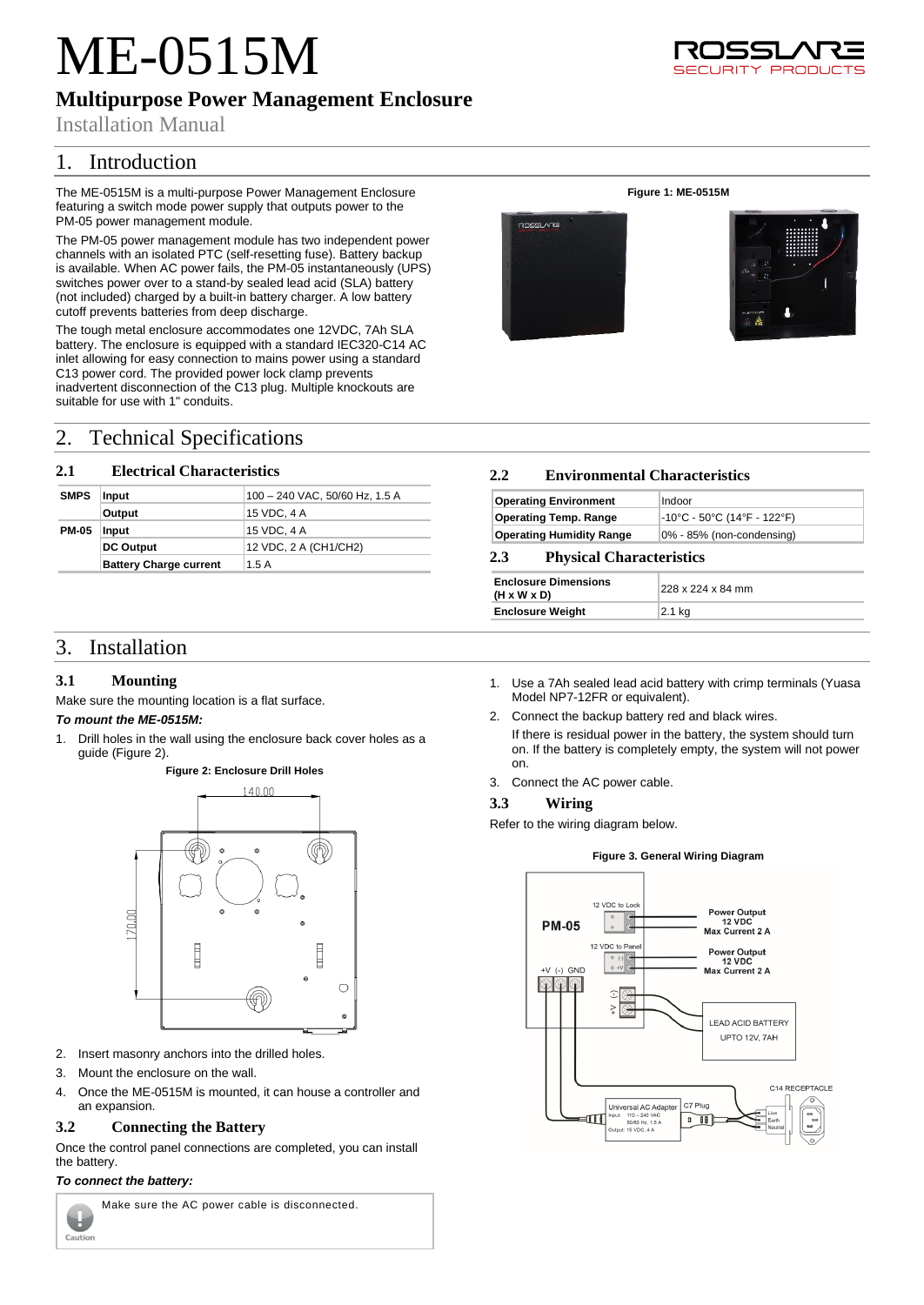# ME-0515M

## Multipurpose Power Management Enclosure

Installation Manual

# 1. Introduction

The ME-0515M is a multi-purpose Power Management Enclosure featuring a switch mode power supply that outputs power to the PM-05 power management module.

The PM-05 power management module has two independent power channels with an isolated PTC (self-resetting fuse). Battery backup is available. When AC power fails, the PM-05 instantaneously (UPS) switches power over to a stand-by sealed lead acid (SLA) battery (not included) charged by a built-in battery charger. A low battery cutoff prevents batteries from deep discharge.

The tough metal enclosure accommodates one 12VDC, 7Ah SLA battery. The enclosure is equipped with a standard IEC320-C14 AC inlet allowing for easy connection to mains power using a standard C13 power cord. The provided power lock clamp prevents inadvertent disconnection of the C13 plug. Multiple knockouts are suitable for use with 1" conduits.

**Figure 1: ME-0515M**

# 2. Technical Specifications

### 2.1 Electrical Characteristics

| | | |
|---|---|---|
| **SMPS** | **Input** | 100 – 240 VAC, 50/60 Hz, 1.5 A |
| | **Output** | 15 VDC, 4 A |
| **PM-05** | **Input** | 15 VDC, 4 A |
| | **DC Output** | 12 VDC, 2 A (CH1/CH2) |
| | **Battery Charge current** | 1.5 A |

### 2.2 Environmental Characteristics

| | |
|---|---|
| **Operating Environment** | Indoor |
| **Operating Temp. Range** | -10°C - 50°C (14°F - 122°F) |
| **Operating Humidity Range** | 0% - 85% (non-condensing) |

### 2.3 Physical Characteristics

| | |
|---|---|
| **Enclosure Dimensions (H x W x D)** | 228 x 224 x 84 mm |
| **Enclosure Weight** | 2.1 kg |

# 3. Installation

### 3.1 Mounting

Make sure the mounting location is a flat surface.

***To mount the ME-0515M:***

1. Drill holes in the wall using the enclosure back cover holes as a guide (Figure 2).

**Figure 2: Enclosure Drill Holes**

2. Insert masonry anchors into the drilled holes.
3. Mount the enclosure on the wall.
4. Once the ME-0515M is mounted, it can house a controller and an expansion.

### 3.2 Connecting the Battery

Once the control panel connections are completed, you can install the battery.

***To connect the battery:***

> Caution: Make sure the AC power cable is disconnected.

1. Use a 7Ah sealed lead acid battery with crimp terminals (Yuasa Model NP7-12FR or equivalent).
2. Connect the backup battery red and black wires.

   If there is residual power in the battery, the system should turn on. If the battery is completely empty, the system will not power on.
3. Connect the AC power cable.

### 3.3 Wiring

Refer to the wiring diagram below.

**Figure 3. General Wiring Diagram**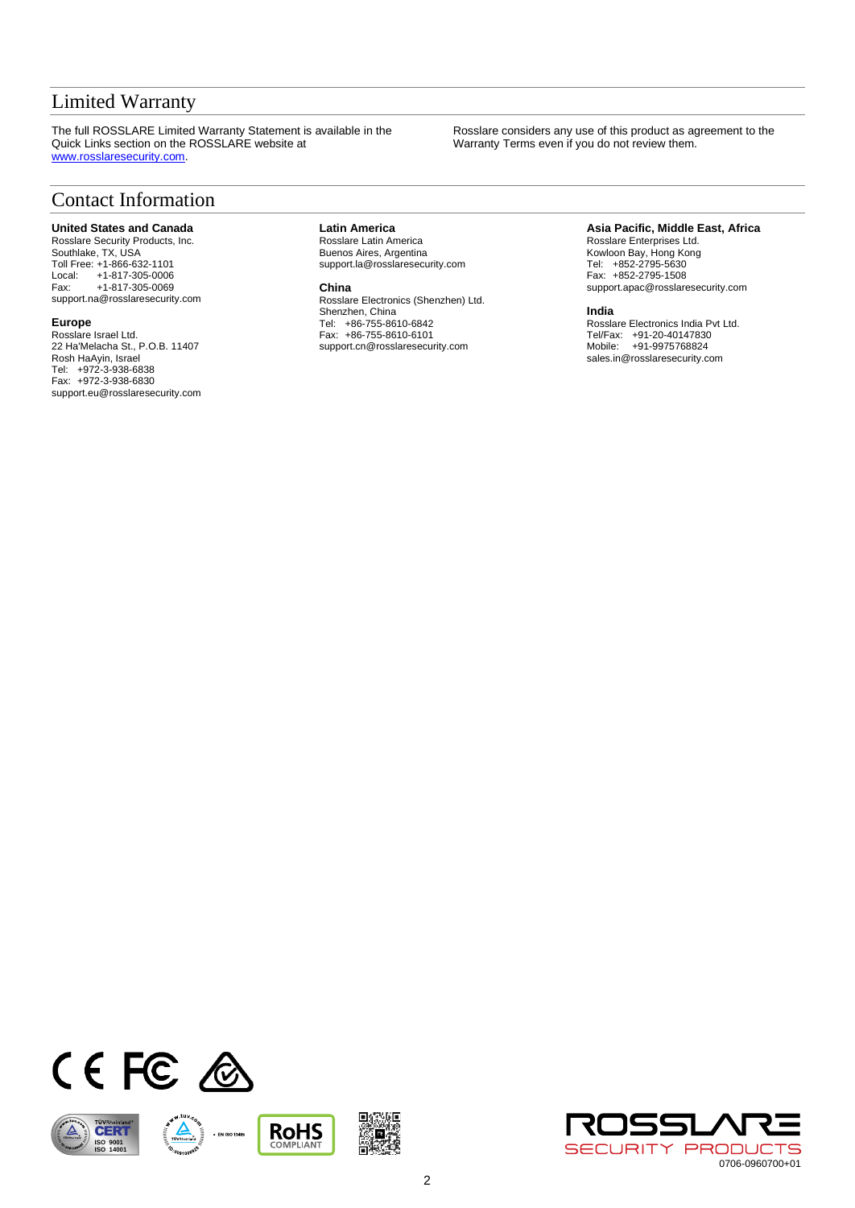## Limited Warranty

The full ROSSLARE Limited Warranty Statement is available in the Quick Links section on the ROSSLARE website at [www.rosslaresecurity.com](www.rosslaresecurity.com).

Rosslare considers any use of this product as agreement to the Warranty Terms even if you do not review them.

## Contact Information

**United States and Canada**
Rosslare Security Products, Inc.
Southlake, TX, USA
Toll Free: +1-866-632-1101
Local: +1-817-305-0006
Fax: +1-817-305-0069
support.na@rosslaresecurity.com

**Europe**
Rosslare Israel Ltd.
22 Ha'Melacha St., P.O.B. 11407
Rosh HaAyin, Israel
Tel: +972-3-938-6838
Fax: +972-3-938-6830
support.eu@rosslaresecurity.com

**Latin America**
Rosslare Latin America
Buenos Aires, Argentina
support.la@rosslaresecurity.com

**China**
Rosslare Electronics (Shenzhen) Ltd.
Shenzhen, China
Tel: +86-755-8610-6842
Fax: +86-755-8610-6101
support.cn@rosslaresecurity.com

**Asia Pacific, Middle East, Africa**
Rosslare Enterprises Ltd.
Kowloon Bay, Hong Kong
Tel: +852-2795-5630
Fax: +852-2795-1508
support.apac@rosslaresecurity.com

**India**
Rosslare Electronics India Pvt Ltd.
Tel/Fax: +91-20-40147830
Mobile: +91-9975768824
sales.in@rosslaresecurity.com

0706-0960700+01